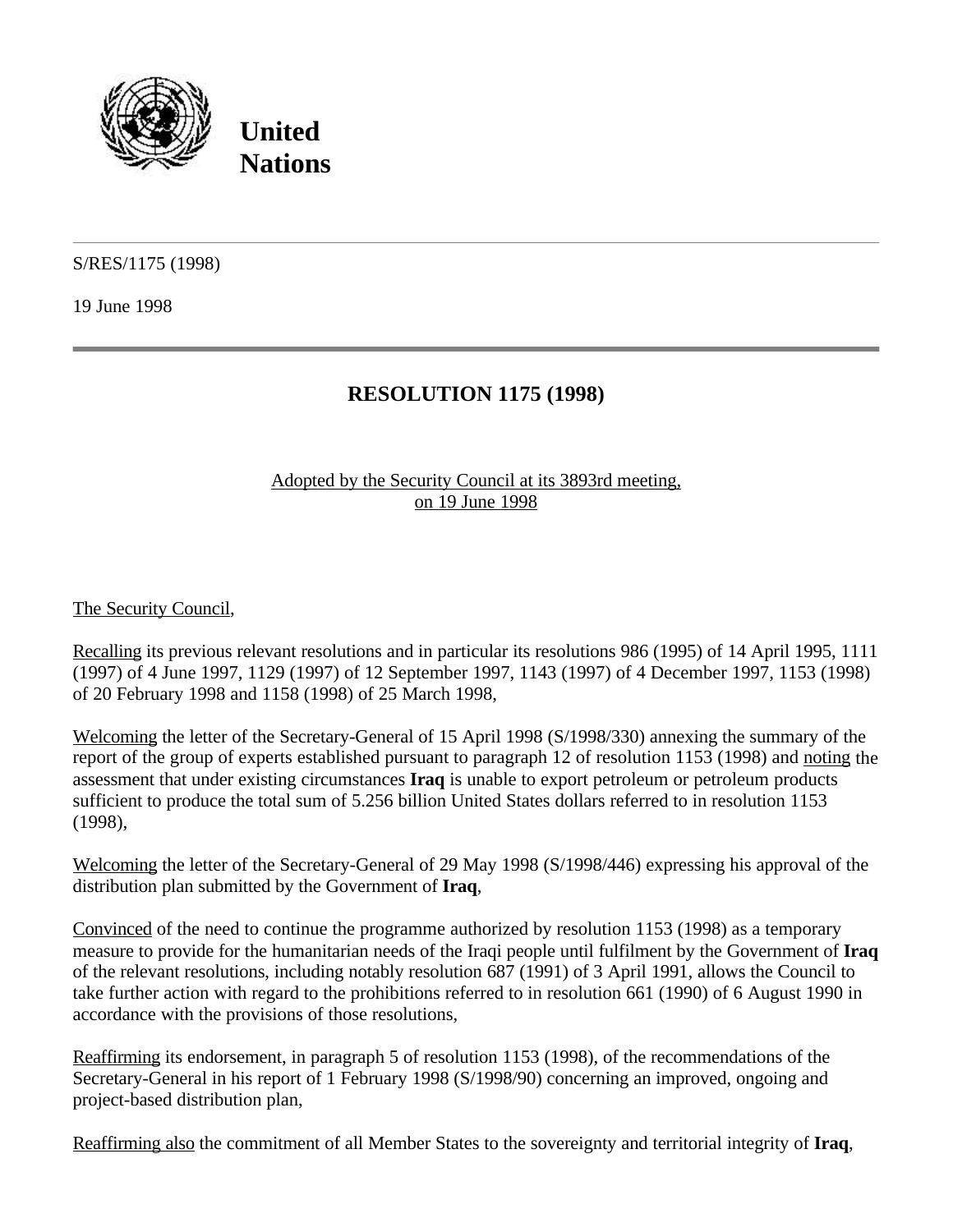**United Nations**

S/RES/1175 (1998)

19 June 1998

# RESOLUTION 1175 (1998)

Adopted by the Security Council at its 3893rd meeting, on 19 June 1998

The Security Council,

Recalling its previous relevant resolutions and in particular its resolutions 986 (1995) of 14 April 1995, 1111 (1997) of 4 June 1997, 1129 (1997) of 12 September 1997, 1143 (1997) of 4 December 1997, 1153 (1998) of 20 February 1998 and 1158 (1998) of 25 March 1998,

Welcoming the letter of the Secretary-General of 15 April 1998 (S/1998/330) annexing the summary of the report of the group of experts established pursuant to paragraph 12 of resolution 1153 (1998) and noting the assessment that under existing circumstances **Iraq** is unable to export petroleum or petroleum products sufficient to produce the total sum of 5.256 billion United States dollars referred to in resolution 1153 (1998),

Welcoming the letter of the Secretary-General of 29 May 1998 (S/1998/446) expressing his approval of the distribution plan submitted by the Government of **Iraq**,

Convinced of the need to continue the programme authorized by resolution 1153 (1998) as a temporary measure to provide for the humanitarian needs of the Iraqi people until fulfilment by the Government of **Iraq** of the relevant resolutions, including notably resolution 687 (1991) of 3 April 1991, allows the Council to take further action with regard to the prohibitions referred to in resolution 661 (1990) of 6 August 1990 in accordance with the provisions of those resolutions,

Reaffirming its endorsement, in paragraph 5 of resolution 1153 (1998), of the recommendations of the Secretary-General in his report of 1 February 1998 (S/1998/90) concerning an improved, ongoing and project-based distribution plan,

Reaffirming also the commitment of all Member States to the sovereignty and territorial integrity of **Iraq**,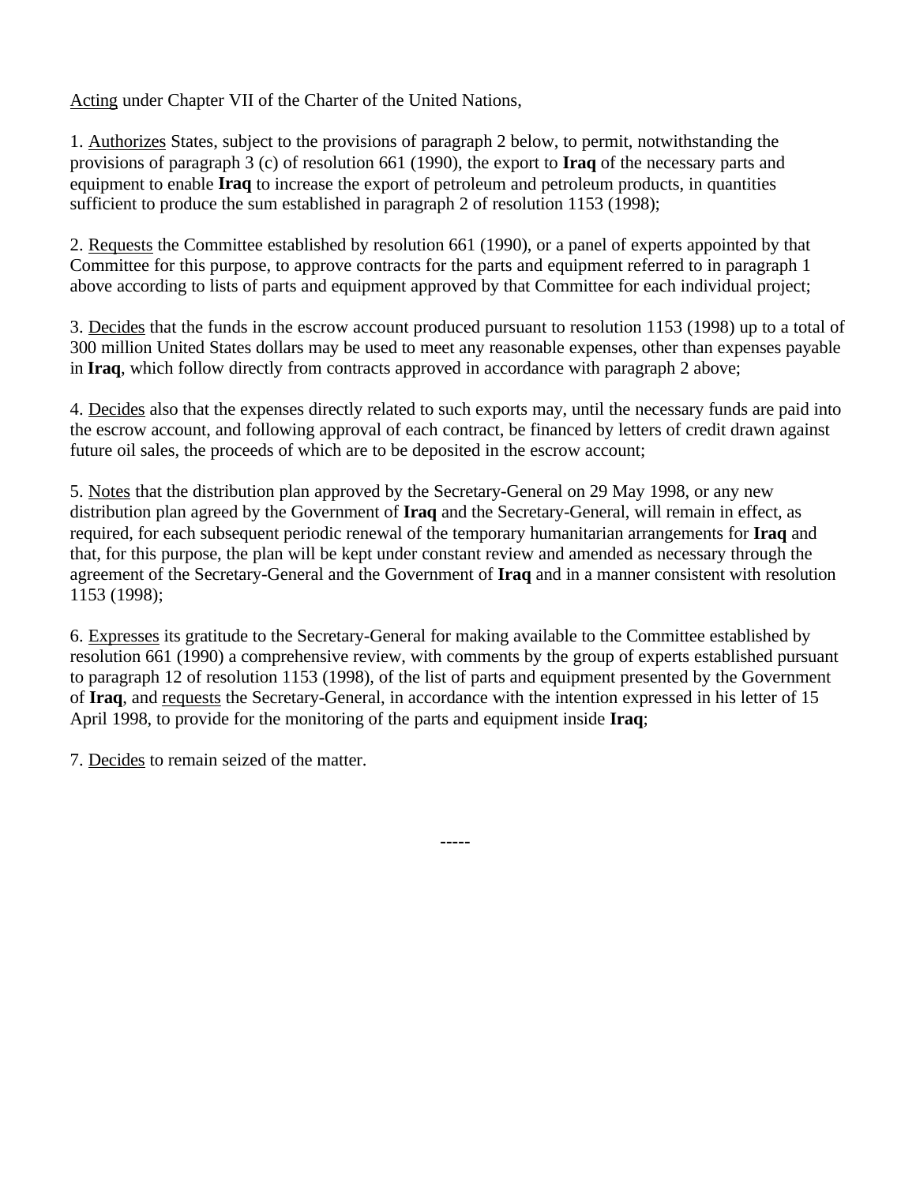Acting under Chapter VII of the Charter of the United Nations,

1. Authorizes States, subject to the provisions of paragraph 2 below, to permit, notwithstanding the provisions of paragraph 3 (c) of resolution 661 (1990), the export to **Iraq** of the necessary parts and equipment to enable **Iraq** to increase the export of petroleum and petroleum products, in quantities sufficient to produce the sum established in paragraph 2 of resolution 1153 (1998);

2. Requests the Committee established by resolution 661 (1990), or a panel of experts appointed by that Committee for this purpose, to approve contracts for the parts and equipment referred to in paragraph 1 above according to lists of parts and equipment approved by that Committee for each individual project;

3. Decides that the funds in the escrow account produced pursuant to resolution 1153 (1998) up to a total of 300 million United States dollars may be used to meet any reasonable expenses, other than expenses payable in **Iraq**, which follow directly from contracts approved in accordance with paragraph 2 above;

4. Decides also that the expenses directly related to such exports may, until the necessary funds are paid into the escrow account, and following approval of each contract, be financed by letters of credit drawn against future oil sales, the proceeds of which are to be deposited in the escrow account;

5. Notes that the distribution plan approved by the Secretary-General on 29 May 1998, or any new distribution plan agreed by the Government of **Iraq** and the Secretary-General, will remain in effect, as required, for each subsequent periodic renewal of the temporary humanitarian arrangements for **Iraq** and that, for this purpose, the plan will be kept under constant review and amended as necessary through the agreement of the Secretary-General and the Government of **Iraq** and in a manner consistent with resolution 1153 (1998);

6. Expresses its gratitude to the Secretary-General for making available to the Committee established by resolution 661 (1990) a comprehensive review, with comments by the group of experts established pursuant to paragraph 12 of resolution 1153 (1998), of the list of parts and equipment presented by the Government of **Iraq**, and requests the Secretary-General, in accordance with the intention expressed in his letter of 15 April 1998, to provide for the monitoring of the parts and equipment inside **Iraq**;

7. Decides to remain seized of the matter.

-----